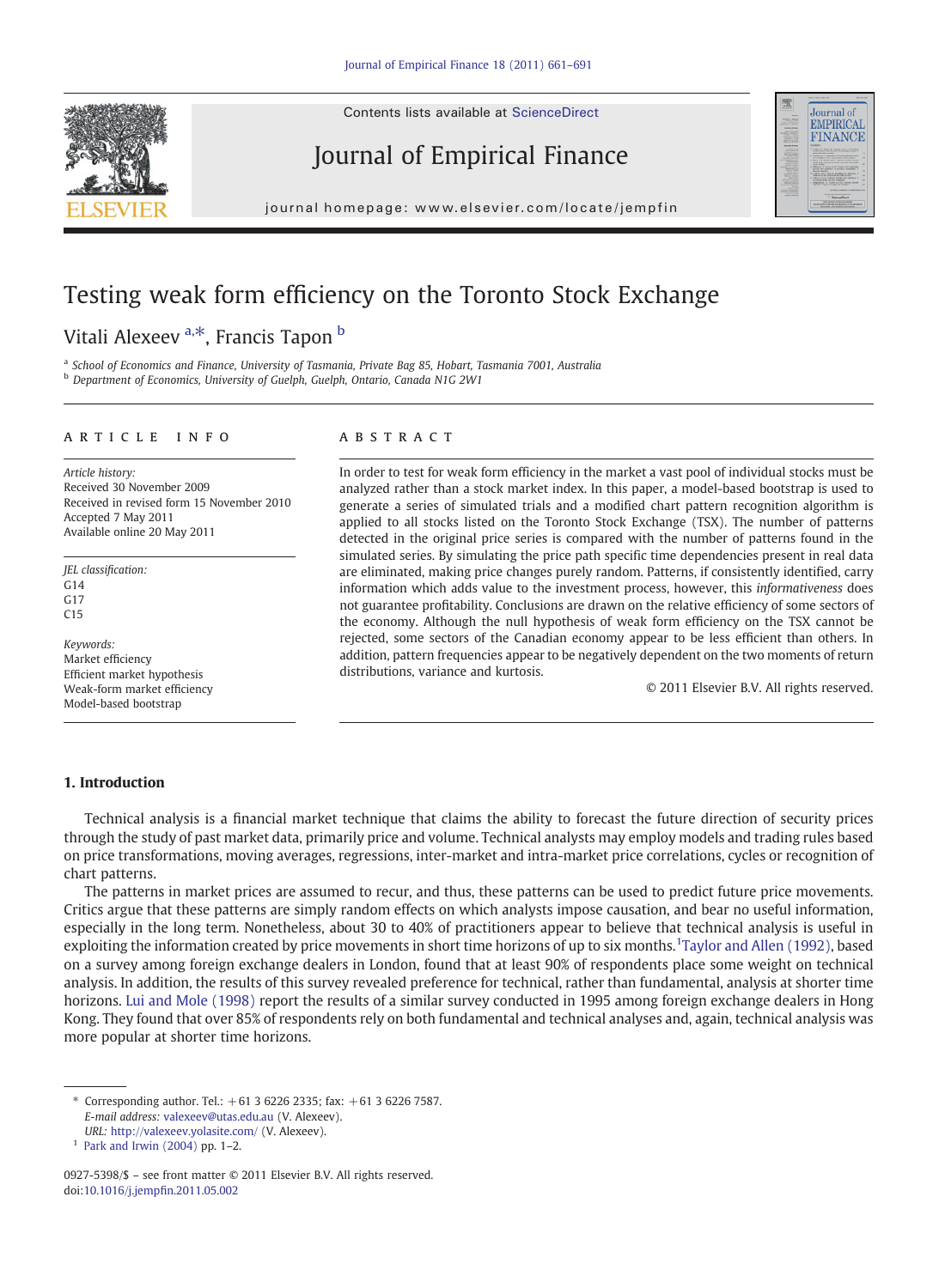# Testing weak form efficiency on the Toronto Stock Exchange

Vitali Alexeev [a,*], Francis Tapon [b]

[a] School of Economics and Finance, University of Tasmania, Private Bag 85, Hobart, Tasmania 7001, Australia
[b] Department of Economics, University of Guelph, Guelph, Ontario, Canada N1G 2W1

## ARTICLE INFO

*Article history:*
Received 30 November 2009
Received in revised form 15 November 2010
Accepted 7 May 2011
Available online 20 May 2011

*JEL classification:*
G14
G17
C15

*Keywords:*
Market efficiency
Efficient market hypothesis
Weak-form market efficiency
Model-based bootstrap

## ABSTRACT

In order to test for weak form efficiency in the market a vast pool of individual stocks must be analyzed rather than a stock market index. In this paper, a model-based bootstrap is used to generate a series of simulated trials and a modified chart pattern recognition algorithm is applied to all stocks listed on the Toronto Stock Exchange (TSX). The number of patterns detected in the original price series is compared with the number of patterns found in the simulated series. By simulating the price path specific time dependencies present in real data are eliminated, making price changes purely random. Patterns, if consistently identified, carry information which adds value to the investment process, however, this *informativeness* does not guarantee profitability. Conclusions are drawn on the relative efficiency of some sectors of the economy. Although the null hypothesis of weak form efficiency on the TSX cannot be rejected, some sectors of the Canadian economy appear to be less efficient than others. In addition, pattern frequencies appear to be negatively dependent on the two moments of return distributions, variance and kurtosis.

© 2011 Elsevier B.V. All rights reserved.

## 1. Introduction

Technical analysis is a financial market technique that claims the ability to forecast the future direction of security prices through the study of past market data, primarily price and volume. Technical analysts may employ models and trading rules based on price transformations, moving averages, regressions, inter-market and intra-market price correlations, cycles or recognition of chart patterns.

The patterns in market prices are assumed to recur, and thus, these patterns can be used to predict future price movements. Critics argue that these patterns are simply random effects on which analysts impose causation, and bear no useful information, especially in the long term. Nonetheless, about 30 to 40% of practitioners appear to believe that technical analysis is useful in exploiting the information created by price movements in short time horizons of up to six months.[1] Taylor and Allen (1992), based on a survey among foreign exchange dealers in London, found that at least 90% of respondents place some weight on technical analysis. In addition, the results of this survey revealed preference for technical, rather than fundamental, analysis at shorter time horizons. Lui and Mole (1998) report the results of a similar survey conducted in 1995 among foreign exchange dealers in Hong Kong. They found that over 85% of respondents rely on both fundamental and technical analyses and, again, technical analysis was more popular at shorter time horizons.

---

\* Corresponding author. Tel.: +61 3 6226 2335; fax: +61 3 6226 7587.
*E-mail address:* valexeev@utas.edu.au (V. Alexeev).
*URL:* http://valexeev.yolasite.com/ (V. Alexeev).

[1] Park and Irwin (2004) pp. 1–2.

0927-5398/$ – see front matter © 2011 Elsevier B.V. All rights reserved.
doi:10.1016/j.jempfin.2011.05.002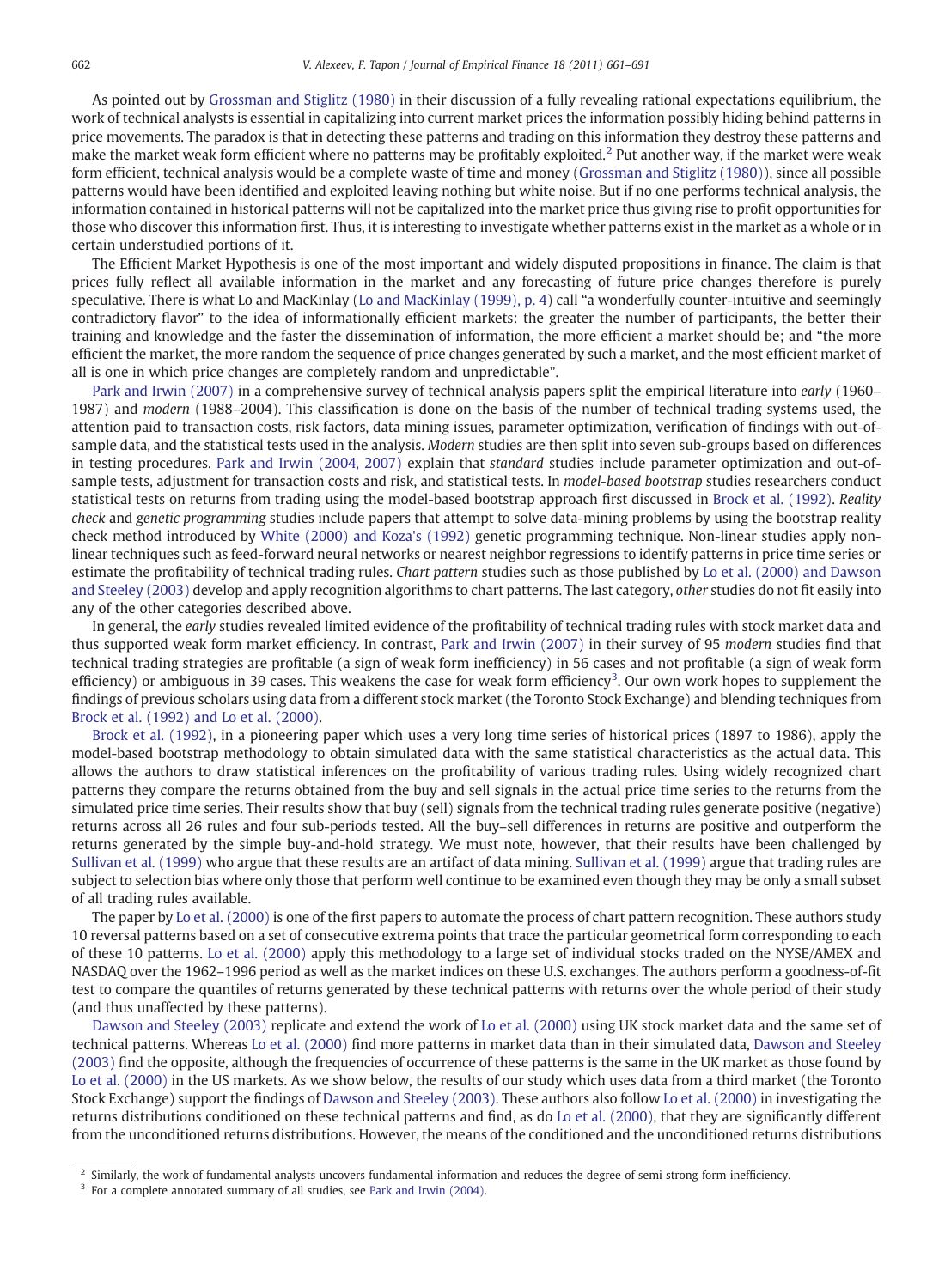As pointed out by Grossman and Stiglitz (1980) in their discussion of a fully revealing rational expectations equilibrium, the work of technical analysts is essential in capitalizing into current market prices the information possibly hiding behind patterns in price movements. The paradox is that in detecting these patterns and trading on this information they destroy these patterns and make the market weak form efficient where no patterns may be profitably exploited.[2] Put another way, if the market were weak form efficient, technical analysis would be a complete waste of time and money (Grossman and Stiglitz (1980)), since all possible patterns would have been identified and exploited leaving nothing but white noise. But if no one performs technical analysis, the information contained in historical patterns will not be capitalized into the market price thus giving rise to profit opportunities for those who discover this information first. Thus, it is interesting to investigate whether patterns exist in the market as a whole or in certain understudied portions of it.

The Efficient Market Hypothesis is one of the most important and widely disputed propositions in finance. The claim is that prices fully reflect all available information in the market and any forecasting of future price changes therefore is purely speculative. There is what Lo and MacKinlay (Lo and MacKinlay (1999), p. 4) call "a wonderfully counter-intuitive and seemingly contradictory flavor" to the idea of informationally efficient markets: the greater the number of participants, the better their training and knowledge and the faster the dissemination of information, the more efficient a market should be; and "the more efficient the market, the more random the sequence of price changes generated by such a market, and the most efficient market of all is one in which price changes are completely random and unpredictable".

Park and Irwin (2007) in a comprehensive survey of technical analysis papers split the empirical literature into *early* (1960–1987) and *modern* (1988–2004). This classification is done on the basis of the number of technical trading systems used, the attention paid to transaction costs, risk factors, data mining issues, parameter optimization, verification of findings with out-of-sample data, and the statistical tests used in the analysis. *Modern* studies are then split into seven sub-groups based on differences in testing procedures. Park and Irwin (2004, 2007) explain that *standard* studies include parameter optimization and out-of-sample tests, adjustment for transaction costs and risk, and statistical tests. In *model-based bootstrap* studies researchers conduct statistical tests on returns from trading using the model-based bootstrap approach first discussed in Brock et al. (1992). *Reality check* and *genetic programming* studies include papers that attempt to solve data-mining problems by using the bootstrap reality check method introduced by White (2000) and Koza's (1992) genetic programming technique. Non-linear studies apply non-linear techniques such as feed-forward neural networks or nearest neighbor regressions to identify patterns in price time series or estimate the profitability of technical trading rules. *Chart pattern* studies such as those published by Lo et al. (2000) and Dawson and Steeley (2003) develop and apply recognition algorithms to chart patterns. The last category, *other* studies do not fit easily into any of the other categories described above.

In general, the *early* studies revealed limited evidence of the profitability of technical trading rules with stock market data and thus supported weak form market efficiency. In contrast, Park and Irwin (2007) in their survey of 95 *modern* studies find that technical trading strategies are profitable (a sign of weak form inefficiency) in 56 cases and not profitable (a sign of weak form efficiency) or ambiguous in 39 cases. This weakens the case for weak form efficiency[3]. Our own work hopes to supplement the findings of previous scholars using data from a different stock market (the Toronto Stock Exchange) and blending techniques from Brock et al. (1992) and Lo et al. (2000).

Brock et al. (1992), in a pioneering paper which uses a very long time series of historical prices (1897 to 1986), apply the model-based bootstrap methodology to obtain simulated data with the same statistical characteristics as the actual data. This allows the authors to draw statistical inferences on the profitability of various trading rules. Using widely recognized chart patterns they compare the returns obtained from the buy and sell signals in the actual price time series to the returns from the simulated price time series. Their results show that buy (sell) signals from the technical trading rules generate positive (negative) returns across all 26 rules and four sub-periods tested. All the buy–sell differences in returns are positive and outperform the returns generated by the simple buy-and-hold strategy. We must note, however, that their results have been challenged by Sullivan et al. (1999) who argue that these results are an artifact of data mining. Sullivan et al. (1999) argue that trading rules are subject to selection bias where only those that perform well continue to be examined even though they may be only a small subset of all trading rules available.

The paper by Lo et al. (2000) is one of the first papers to automate the process of chart pattern recognition. These authors study 10 reversal patterns based on a set of consecutive extrema points that trace the particular geometrical form corresponding to each of these 10 patterns. Lo et al. (2000) apply this methodology to a large set of individual stocks traded on the NYSE/AMEX and NASDAQ over the 1962–1996 period as well as the market indices on these U.S. exchanges. The authors perform a goodness-of-fit test to compare the quantiles of returns generated by these technical patterns with returns over the whole period of their study (and thus unaffected by these patterns).

Dawson and Steeley (2003) replicate and extend the work of Lo et al. (2000) using UK stock market data and the same set of technical patterns. Whereas Lo et al. (2000) find more patterns in market data than in their simulated data, Dawson and Steeley (2003) find the opposite, although the frequencies of occurrence of these patterns is the same in the UK market as those found by Lo et al. (2000) in the US markets. As we show below, the results of our study which uses data from a third market (the Toronto Stock Exchange) support the findings of Dawson and Steeley (2003). These authors also follow Lo et al. (2000) in investigating the returns distributions conditioned on these technical patterns and find, as do Lo et al. (2000), that they are significantly different from the unconditioned returns distributions. However, the means of the conditioned and the unconditioned returns distributions

---

[2] Similarly, the work of fundamental analysts uncovers fundamental information and reduces the degree of semi strong form inefficiency.

[3] For a complete annotated summary of all studies, see Park and Irwin (2004).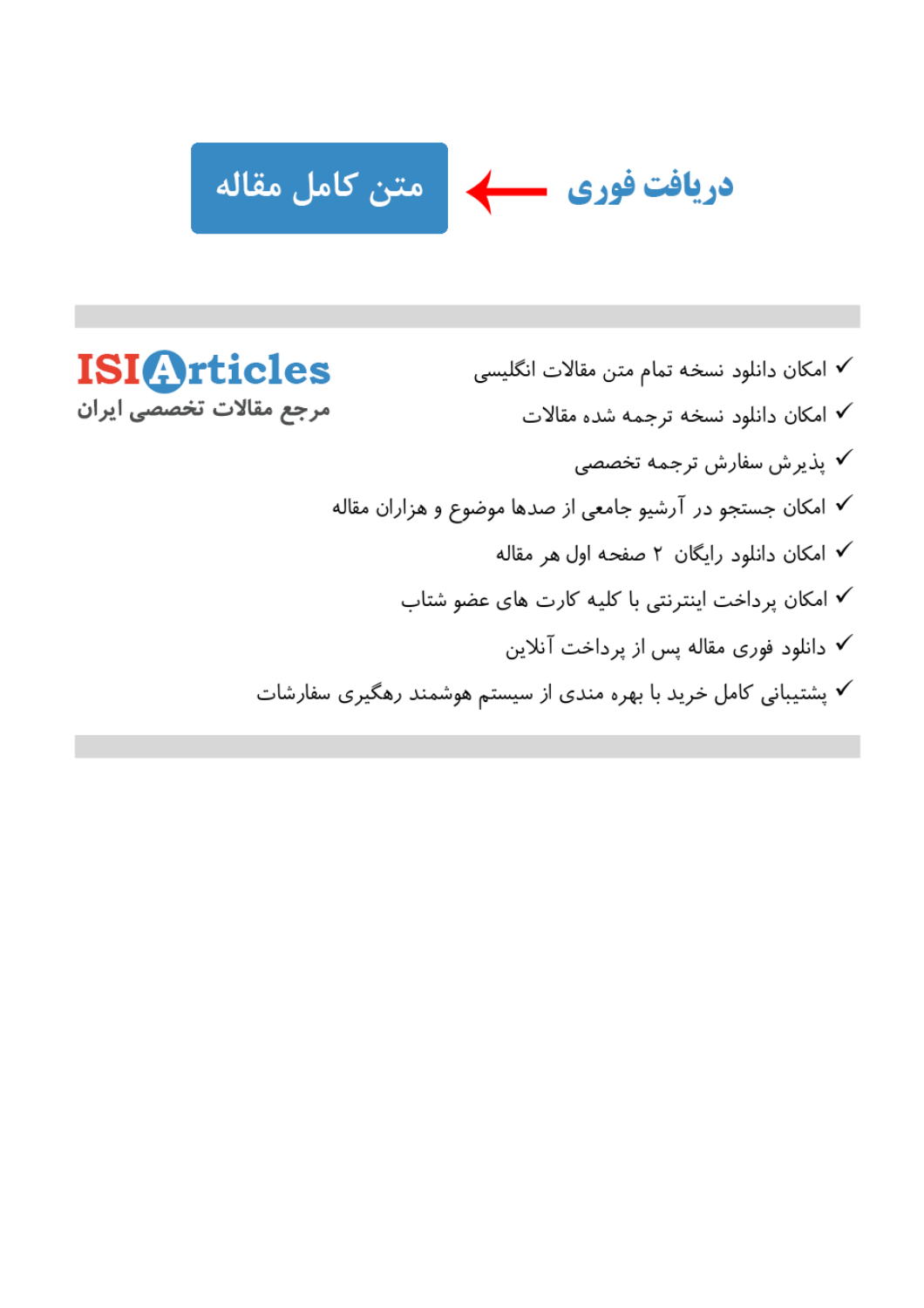دریافت فوری ← **متن کامل مقاله**

**ISIArticles**
مرجع مقالات تخصصی ایران

- ✓ امکان دانلود نسخه تمام متن مقالات انگلیسی
- ✓ امکان دانلود نسخه ترجمه شده مقالات
- ✓ پذیرش سفارش ترجمه تخصصی
- ✓ امکان جستجو در آرشیو جامعی از صدها موضوع و هزاران مقاله
- ✓ امکان دانلود رایگان ۲ صفحه اول هر مقاله
- ✓ امکان پرداخت اینترنتی با کلیه کارت های عضو شتاب
- ✓ دانلود فوری مقاله پس از پرداخت آنلاین
- ✓ پشتیبانی کامل خرید با بهره مندی از سیستم هوشمند رهگیری سفارشات